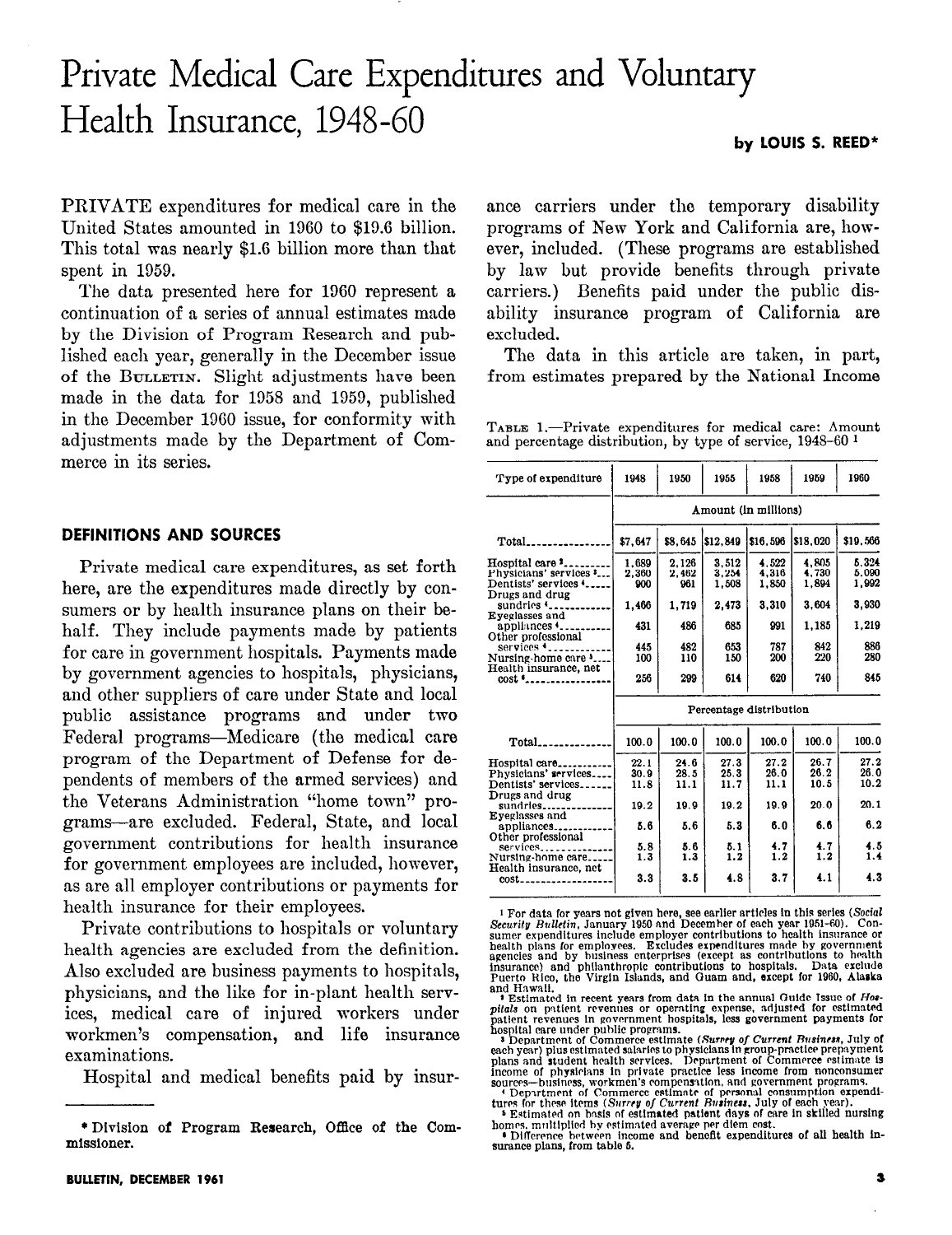# Private Medical Care Expenditures and Voluntary Health Insurance, 1948-60

by LOUIS S. REED*

PRIVATE expenditures for medical care in the United States amounted in 1960 to $19.6 billion. This total was nearly $1.6 billion more than that spent in 1959.

The data presented here for 1960 represent a continuation of a series of annual estimates made by the Division of Program Research and published each year, generally in the December issue of the BULLETIN. Slight adjustments have been made in the data for 1958 and 1959, published in the December 1960 issue, for conformity with adjustments made by the Department of Commerce in its series.

## DEFINITIONS AND SOURCES

Private medical care expenditures, as set forth here, are the expenditures made directly by consumers or by health insurance plans on their behalf. They include payments made by patients for care in government hospitals. Payments made by government agencies to hospitals, physicians, and other suppliers of care under State and local public assistance programs and under two Federal programs—Medicare (the medical care program of the Department of Defense for dependents of members of the armed services) and the Veterans Administration "home town" programs—are excluded. Federal, State, and local government contributions for health insurance for government employees are included, however, as are all employer contributions or payments for health insurance for their employees.

Private contributions to hospitals or voluntary health agencies are excluded from the definition. Also excluded are business payments to hospitals, physicians, and the like for in-plant health services, medical care of injured workers under workmen's compensation, and life insurance examinations.

Hospital and medical benefits paid by insurance carriers under the temporary disability programs of New York and California are, however, included. (These programs are established by law but provide benefits through private carriers.) Benefits paid under the public disability insurance program of California are excluded.

The data in this article are taken, in part, from estimates prepared by the National Income

TABLE 1.—Private expenditures for medical care: Amount and percentage distribution, by type of service, 1948-60 [1]

| Type of expenditure | 1948 | 1950 | 1955 | 1958 | 1959 | 1960 |
|---|---|---|---|---|---|---|
| | Amount (in millions) | | | | | |
| Total | $7,647 | $8,645 | $12,849 | $16,596 | $18,020 | $19,566 |
| Hospital care [2] | 1,689 | 2,126 | 3,512 | 4,522 | 4,805 | 5,324 |
| Physicians' services [3] | 2,360 | 2,462 | 3,254 | 4,316 | 4,730 | 5,090 |
| Dentists' services [4] | 900 | 961 | 1,508 | 1,850 | 1,894 | 1,992 |
| Drugs and drug sundries [4] | 1,466 | 1,719 | 2,473 | 3,310 | 3,604 | 3,930 |
| Eyeglasses and appliances [4] | 431 | 486 | 685 | 991 | 1,185 | 1,219 |
| Other professional services [4] | 445 | 482 | 653 | 787 | 842 | 886 |
| Nursing-home care [5] | 100 | 110 | 150 | 200 | 220 | 280 |
| Health insurance, net cost [6] | 256 | 299 | 614 | 620 | 740 | 845 |
| | Percentage distribution | | | | | |
| Total | 100.0 | 100.0 | 100.0 | 100.0 | 100.0 | 100.0 |
| Hospital care | 22.1 | 24.6 | 27.3 | 27.2 | 26.7 | 27.2 |
| Physicians' services | 30.9 | 28.5 | 25.3 | 26.0 | 26.2 | 26.0 |
| Dentists' services | 11.8 | 11.1 | 11.7 | 11.1 | 10.5 | 10.2 |
| Drugs and drug sundries | 19.2 | 19.9 | 19.2 | 19.9 | 20.0 | 20.1 |
| Eyeglasses and appliances | 5.6 | 5.6 | 5.3 | 6.0 | 6.6 | 6.2 |
| Other professional services | 5.8 | 5.6 | 5.1 | 4.7 | 4.7 | 4.5 |
| Nursing-home care | 1.3 | 1.3 | 1.2 | 1.2 | 1.2 | 1.4 |
| Health insurance, net cost | 3.3 | 3.5 | 4.8 | 3.7 | 4.1 | 4.3 |

[1] For data for years not given here, see earlier articles in this series (*Social Security Bulletin*, January 1950 and December of each year 1951-60). Consumer expenditures include employer contributions to health insurance or health plans for employees. Excludes expenditures made by government agencies and by business enterprises (except as contributions to health insurance) and philanthropic contributions to hospitals. Data exclude Puerto Rico, the Virgin Islands, and Guam and, except for 1960, Alaska and Hawaii.

[2] Estimated in recent years from data in the annual Guide Issue of *Hospitals* on patient revenues or operating expense, adjusted for estimated patient revenues in government hospitals, less government payments for hospital care under public programs.

[3] Department of Commerce estimate (*Survey of Current Business*, July of each year) plus estimated salaries to physicians in group-practice prepayment plans and student health services. Department of Commerce estimate is income of physicians in private practice less income from nonconsumer sources—business, workmen's compensation, and government programs.

[4] Department of Commerce estimate of personal consumption expenditures for these items (*Survey of Current Business*, July of each year).

[5] Estimated on basis of estimated patient days of care in skilled nursing homes, multiplied by estimated average per diem cost.

[6] Difference between income and benefit expenditures of all health insurance plans, from table 5.

---

* Division of Program Research, Office of the Commissioner.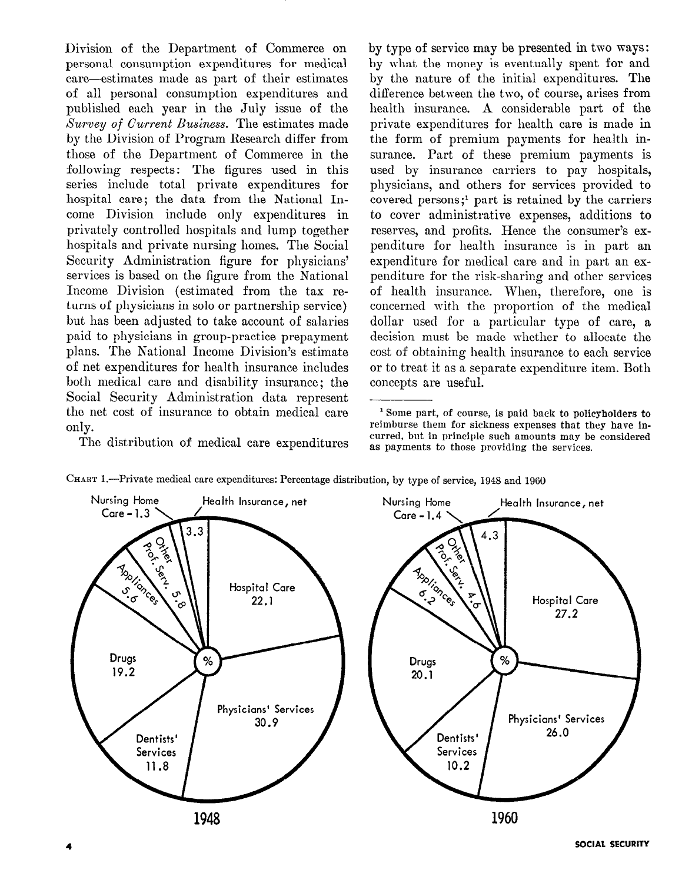Division of the Department of Commerce on personal consumption expenditures for medical care—estimates made as part of their estimates of all personal consumption expenditures and published each year in the July issue of the *Survey of Current Business*. The estimates made by the Division of Program Research differ from those of the Department of Commerce in the following respects: The figures used in this series include total private expenditures for hospital care; the data from the National Income Division include only expenditures in privately controlled hospitals and lump together hospitals and private nursing homes. The Social Security Administration figure for physicians' services is based on the figure from the National Income Division (estimated from the tax returns of physicians in solo or partnership service) but has been adjusted to take account of salaries paid to physicians in group-practice prepayment plans. The National Income Division's estimate of net expenditures for health insurance includes both medical care and disability insurance; the Social Security Administration data represent the net cost of insurance to obtain medical care only.

The distribution of medical care expenditures by type of service may be presented in two ways: by what the money is eventually spent for and by the nature of the initial expenditures. The difference between the two, of course, arises from health insurance. A considerable part of the private expenditures for health care is made in the form of premium payments for health insurance. Part of these premium payments is used by insurance carriers to pay hospitals, physicians, and others for services provided to covered persons;[1] part is retained by the carriers to cover administrative expenses, additions to reserves, and profits. Hence the consumer's expenditure for health insurance is in part an expenditure for medical care and in part an expenditure for the risk-sharing and other services of health insurance. When, therefore, one is concerned with the proportion of the medical dollar used for a particular type of care, a decision must be made whether to allocate the cost of obtaining health insurance to each service or to treat it as a separate expenditure item. Both concepts are useful.

[1] Some part, of course, is paid back to policyholders to reimburse them for sickness expenses that they have incurred, but in principle such amounts may be considered as payments to those providing the services.

CHART 1.—Private medical care expenditures: Percentage distribution, by type of service, 1948 and 1960

| Type of service | 1948 (%) | 1960 (%) |
|---|---|---|
| Hospital Care | 22.1 | 27.2 |
| Physicians' Services | 30.9 | 26.0 |
| Dentists' Services | 11.8 | 10.2 |
| Drugs | 19.2 | 20.1 |
| Appliances | 5.6 | 6.2 |
| Other Prof. Serv. | 5.8 | 4.6 |
| Nursing Home Care | 1.3 | 1.4 |
| Health Insurance, net | 3.3 | 4.3 |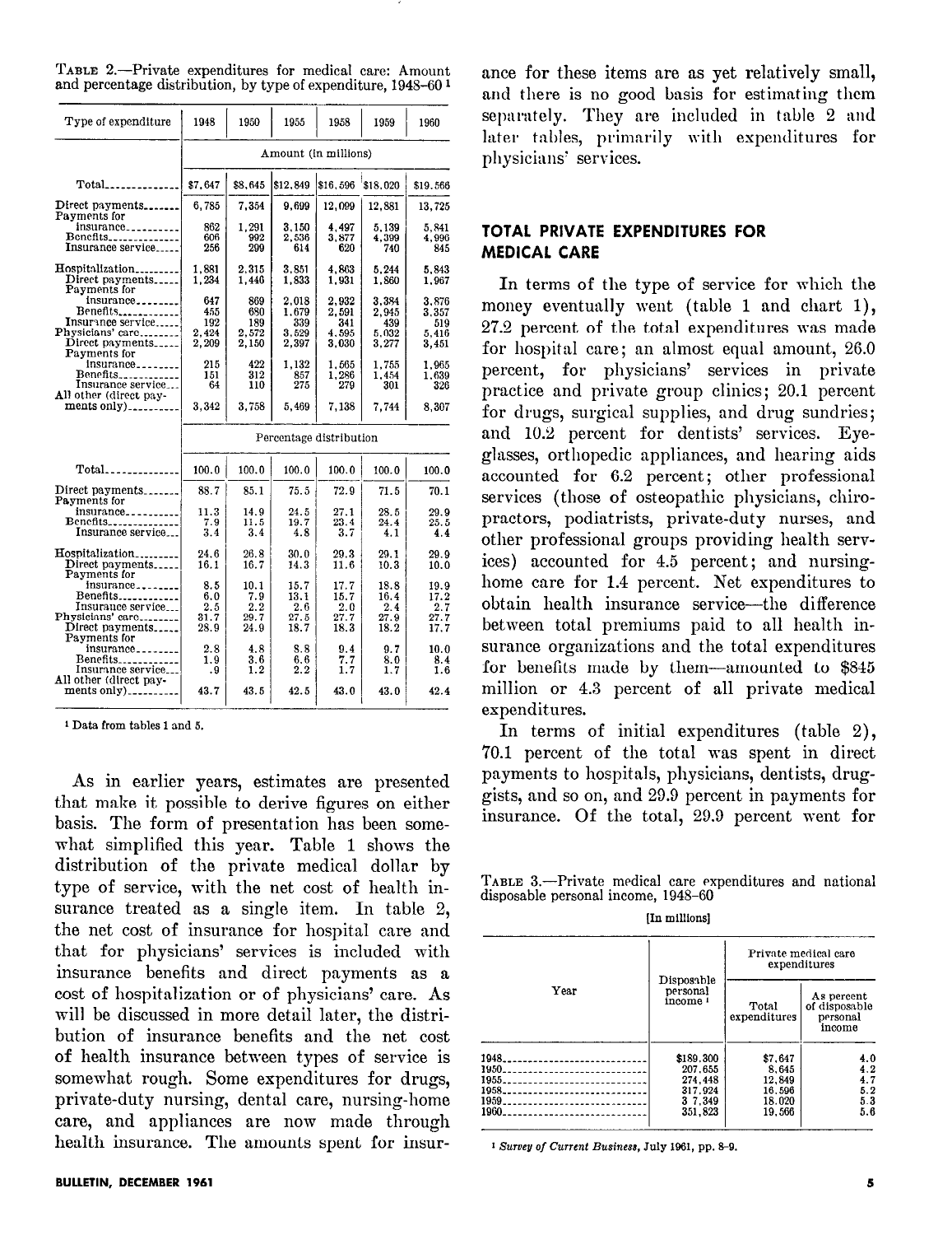TABLE 2.—Private expenditures for medical care: Amount and percentage distribution, by type of expenditure, 1948–60 [1]

| Type of expenditure | 1948 | 1950 | 1955 | 1958 | 1959 | 1960 |
|---|---|---|---|---|---|---|
| | Amount (in millions) | | | | | |
| Total | $7,647 | $8,645 | $12,849 | $16,596 | $18,020 | $19,566 |
| Direct payments | 6,785 | 7,354 | 9,699 | 12,099 | 12,881 | 13,725 |
| Payments for insurance | 862 | 1,291 | 3,150 | 4,497 | 5,139 | 5,841 |
| Benefits | 606 | 992 | 2,536 | 3,877 | 4,399 | 4,996 |
| Insurance service | 256 | 299 | 614 | 620 | 740 | 845 |
| Hospitalization | 1,881 | 2,315 | 3,851 | 4,863 | 5,244 | 5,843 |
| Direct payments | 1,234 | 1,446 | 1,833 | 1,931 | 1,860 | 1,967 |
| Payments for insurance | 647 | 869 | 2,018 | 2,932 | 3,384 | 3,876 |
| Benefits | 455 | 680 | 1,679 | 2,591 | 2,945 | 3,357 |
| Insurance service | 192 | 189 | 339 | 341 | 439 | 519 |
| Physicians' care | 2,424 | 2,572 | 3,529 | 4,595 | 5,032 | 5,416 |
| Direct payments | 2,209 | 2,150 | 2,397 | 3,030 | 3,277 | 3,451 |
| Payments for insurance | 215 | 422 | 1,132 | 1,565 | 1,755 | 1,965 |
| Benefits | 151 | 312 | 857 | 1,286 | 1,454 | 1,639 |
| Insurance service | 64 | 110 | 275 | 279 | 301 | 326 |
| All other (direct payments only) | 3,342 | 3,758 | 5,469 | 7,138 | 7,744 | 8,307 |
| | Percentage distribution | | | | | |
| Total | 100.0 | 100.0 | 100.0 | 100.0 | 100.0 | 100.0 |
| Direct payments | 88.7 | 85.1 | 75.5 | 72.9 | 71.5 | 70.1 |
| Payments for insurance | 11.3 | 14.9 | 24.5 | 27.1 | 28.5 | 29.9 |
| Benefits | 7.9 | 11.5 | 19.7 | 23.4 | 24.4 | 25.5 |
| Insurance service | 3.4 | 3.4 | 4.8 | 3.7 | 4.1 | 4.4 |
| Hospitalization | 24.6 | 26.8 | 30.0 | 29.3 | 29.1 | 29.9 |
| Direct payments | 16.1 | 16.7 | 14.3 | 11.6 | 10.3 | 10.0 |
| Payments for insurance | 8.5 | 10.1 | 15.7 | 17.7 | 18.8 | 19.9 |
| Benefits | 6.0 | 7.9 | 13.1 | 15.7 | 16.4 | 17.2 |
| Insurance service | 2.5 | 2.2 | 2.6 | 2.0 | 2.4 | 2.7 |
| Physicians' care | 31.7 | 29.7 | 27.5 | 27.7 | 27.9 | 27.7 |
| Direct payments | 28.9 | 24.9 | 18.7 | 18.3 | 18.2 | 17.7 |
| Payments for insurance | 2.8 | 4.8 | 8.8 | 9.4 | 9.7 | 10.0 |
| Benefits | 1.9 | 3.6 | 6.6 | 7.7 | 8.0 | 8.4 |
| Insurance service | .9 | 1.2 | 2.2 | 1.7 | 1.7 | 1.6 |
| All other (direct payments only) | 43.7 | 43.5 | 42.5 | 43.0 | 43.0 | 42.4 |

[1] Data from tables 1 and 5.

As in earlier years, estimates are presented that make it possible to derive figures on either basis. The form of presentation has been somewhat simplified this year. Table 1 shows the distribution of the private medical dollar by type of service, with the net cost of health insurance treated as a single item. In table 2, the net cost of insurance for hospital care and that for physicians' services is included with insurance benefits and direct payments as a cost of hospitalization or of physicians' care. As will be discussed in more detail later, the distribution of insurance benefits and the net cost of health insurance between types of service is somewhat rough. Some expenditures for drugs, private-duty nursing, dental care, nursing-home care, and appliances are now made through health insurance. The amounts spent for insurance for these items are as yet relatively small, and there is no good basis for estimating them separately. They are included in table 2 and later tables, primarily with expenditures for physicians' services.

## TOTAL PRIVATE EXPENDITURES FOR MEDICAL CARE

In terms of the type of service for which the money eventually went (table 1 and chart 1), 27.2 percent of the total expenditures was made for hospital care; an almost equal amount, 26.0 percent, for physicians' services in private practice and private group clinics; 20.1 percent for drugs, surgical supplies, and drug sundries; and 10.2 percent for dentists' services. Eyeglasses, orthopedic appliances, and hearing aids accounted for 6.2 percent; other professional services (those of osteopathic physicians, chiropractors, podiatrists, private-duty nurses, and other professional groups providing health services) accounted for 4.5 percent; and nursing-home care for 1.4 percent. Net expenditures to obtain health insurance service—the difference between total premiums paid to all health insurance organizations and the total expenditures for benefits made by them—amounted to $845 million or 4.3 percent of all private medical expenditures.

In terms of initial expenditures (table 2), 70.1 percent of the total was spent in direct payments to hospitals, physicians, dentists, druggists, and so on, and 29.9 percent in payments for insurance. Of the total, 29.9 percent went for

TABLE 3.—Private medical care expenditures and national disposable personal income, 1948–60

[In millions]

| Year | Disposable personal income [1] | Private medical care expenditures | |
|---|---|---|---|
| | | Total expenditures | As percent of disposable personal income |
| 1948 | $189,300 | $7,647 | 4.0 |
| 1950 | 207,655 | 8,645 | 4.2 |
| 1955 | 274,448 | 12,849 | 4.7 |
| 1958 | 317,924 | 16,596 | 5.2 |
| 1959 | 3 7,349 | 18,020 | 5.3 |
| 1960 | 351,823 | 19,566 | 5.6 |

[1] *Survey of Current Business*, July 1961, pp. 8–9.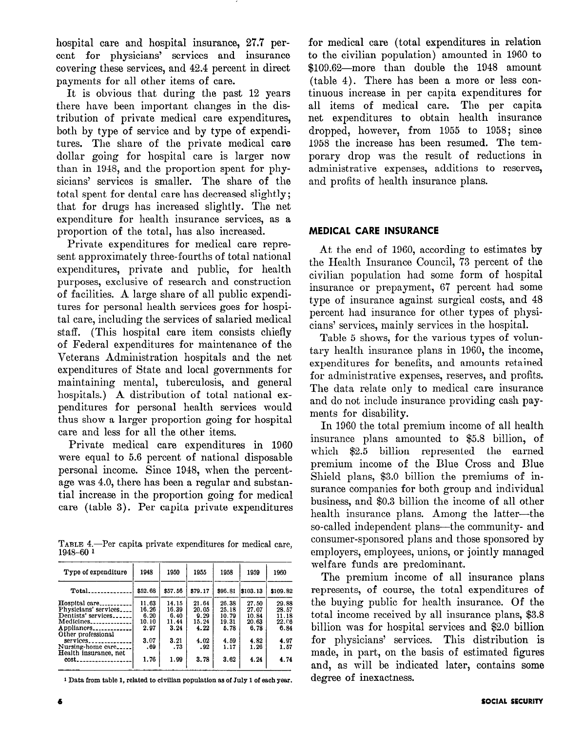hospital care and hospital insurance, 27.7 percent for physicians' services and insurance covering these services, and 42.4 percent in direct payments for all other items of care.

It is obvious that during the past 12 years there have been important changes in the distribution of private medical care expenditures, both by type of service and by type of expenditures. The share of the private medical care dollar going for hospital care is larger now than in 1948, and the proportion spent for physicians' services is smaller. The share of the total spent for dental care has decreased slightly; that for drugs has increased slightly. The net expenditure for health insurance services, as a proportion of the total, has also increased.

Private expenditures for medical care represent approximately three-fourths of total national expenditures, private and public, for health purposes, exclusive of research and construction of facilities. A large share of all public expenditures for personal health services goes for hospital care, including the services of salaried medical staff. (This hospital care item consists chiefly of Federal expenditures for maintenance of the Veterans Administration hospitals and the net expenditures of State and local governments for maintaining mental, tuberculosis, and general hospitals.) A distribution of total national expenditures for personal health services would thus show a larger proportion going for hospital care and less for all the other items.

Private medical care expenditures in 1960 were equal to 5.6 percent of national disposable personal income. Since 1948, when the percentage was 4.0, there has been a regular and substantial increase in the proportion going for medical care (table 3). Per capita private expenditures for medical care (total expenditures in relation to the civilian population) amounted in 1960 to $109.62—more than double the 1948 amount (table 4). There has been a more or less continuous increase in per capita expenditures for all items of medical care. The per capita net expenditures to obtain health insurance dropped, however, from 1955 to 1958; since 1958 the increase has been resumed. The temporary drop was the result of reductions in administrative expenses, additions to reserves, and profits of health insurance plans.

TABLE 4.—Per capita private expenditures for medical care, 1948–60 [1]

| Type of expenditure | 1948 | 1950 | 1955 | 1958 | 1959 | 1960 |
|---|---|---|---|---|---|---|
| Total | $52.68 | $57.56 | $79.17 | $96.81 | $103.13 | $109.82 |
| Hospital care | 11.63 | 14.15 | 21.64 | 26.38 | 27.50 | 29.88 |
| Physicians' services | 16.26 | 16.39 | 20.05 | 25.18 | 27.07 | 28.57 |
| Dentists' services | 6.20 | 6.40 | 9.29 | 10.79 | 10.84 | 11.18 |
| Medicines | 10.10 | 11.44 | 15.24 | 19.31 | 20.63 | 22.06 |
| Appliances | 2.97 | 3.24 | 4.22 | 5.78 | 6.78 | 6.84 |
| Other professional services | 3.07 | 3.21 | 4.02 | 4.59 | 4.82 | 4.97 |
| Nursing-home care | .69 | .73 | .92 | 1.17 | 1.26 | 1.57 |
| Health insurance, net cost | 1.76 | 1.99 | 3.78 | 3.62 | 4.24 | 4.74 |

[1] Data from table 1, related to civilian population as of July 1 of each year.

## MEDICAL CARE INSURANCE

At the end of 1960, according to estimates by the Health Insurance Council, 73 percent of the civilian population had some form of hospital insurance or prepayment, 67 percent had some type of insurance against surgical costs, and 48 percent had insurance for other types of physicians' services, mainly services in the hospital.

Table 5 shows, for the various types of voluntary health insurance plans in 1960, the income, expenditures for benefits, and amounts retained for administrative expenses, reserves, and profits. The data relate only to medical care insurance and do not include insurance providing cash payments for disability.

In 1960 the total premium income of all health insurance plans amounted to $5.8 billion, of which $2.5 billion represented the earned premium income of the Blue Cross and Blue Shield plans, $3.0 billion the premiums of insurance companies for both group and individual business, and $0.3 billion the income of all other health insurance plans. Among the latter—the so-called independent plans—the community- and consumer-sponsored plans and those sponsored by employers, employees, unions, or jointly managed welfare funds are predominant.

The premium income of all insurance plans represents, of course, the total expenditures of the buying public for health insurance. Of the total income received by all insurance plans, $3.8 billion was for hospital services and $2.0 billion for physicians' services. This distribution is made, in part, on the basis of estimated figures and, as will be indicated later, contains some degree of inexactness.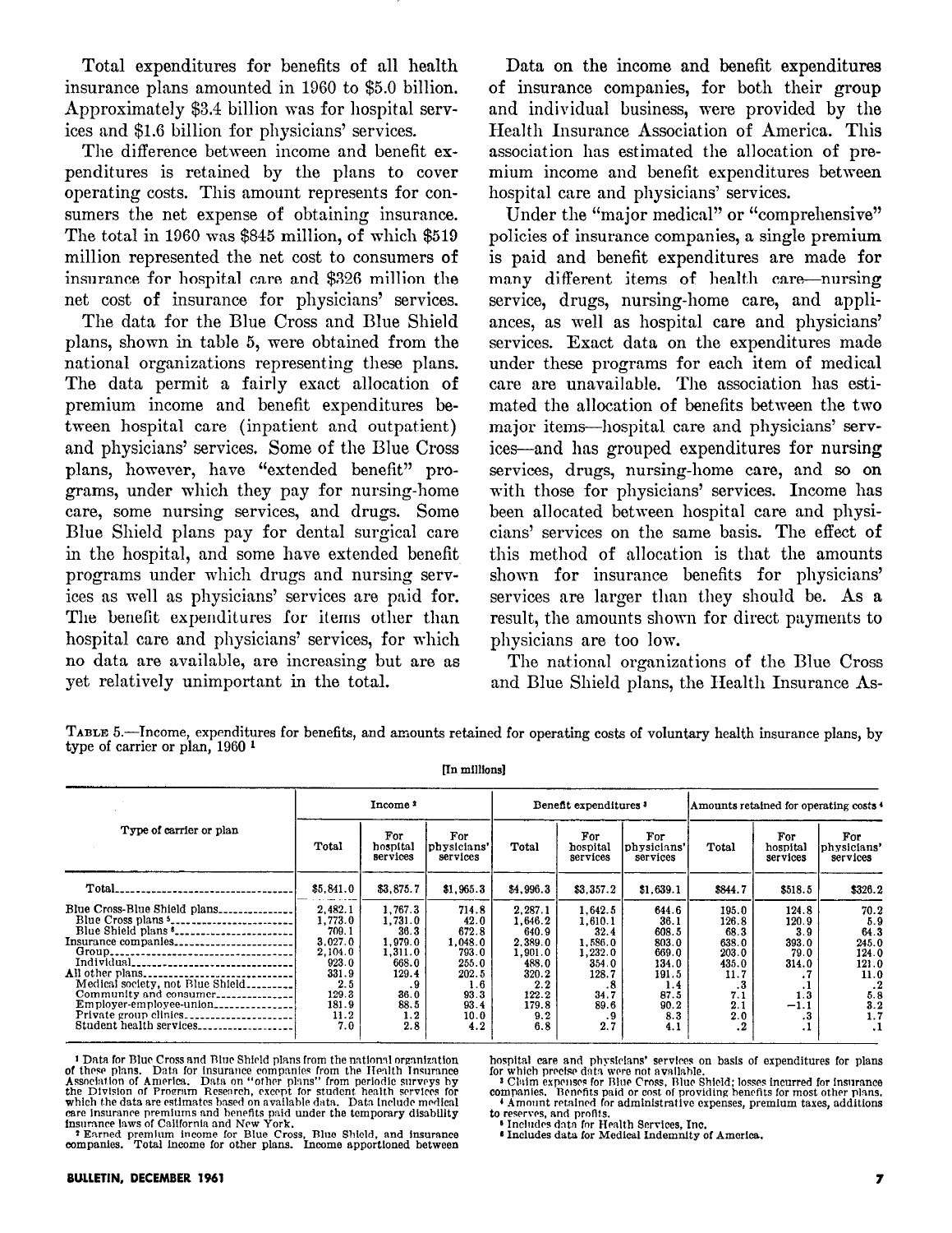Total expenditures for benefits of all health insurance plans amounted in 1960 to $5.0 billion. Approximately $3.4 billion was for hospital services and $1.6 billion for physicians' services.

The difference between income and benefit expenditures is retained by the plans to cover operating costs. This amount represents for consumers the net expense of obtaining insurance. The total in 1960 was $845 million, of which $519 million represented the net cost to consumers of insurance for hospital care and $326 million the net cost of insurance for physicians' services.

The data for the Blue Cross and Blue Shield plans, shown in table 5, were obtained from the national organizations representing these plans. The data permit a fairly exact allocation of premium income and benefit expenditures between hospital care (inpatient and outpatient) and physicians' services. Some of the Blue Cross plans, however, have "extended benefit" programs, under which they pay for nursing-home care, some nursing services, and drugs. Some Blue Shield plans pay for dental surgical care in the hospital, and some have extended benefit programs under which drugs and nursing services as well as physicians' services are paid for. The benefit expenditures for items other than hospital care and physicians' services, for which no data are available, are increasing but are as yet relatively unimportant in the total.

Data on the income and benefit expenditures of insurance companies, for both their group and individual business, were provided by the Health Insurance Association of America. This association has estimated the allocation of premium income and benefit expenditures between hospital care and physicians' services.

Under the "major medical" or "comprehensive" policies of insurance companies, a single premium is paid and benefit expenditures are made for many different items of health care—nursing service, drugs, nursing-home care, and appliances, as well as hospital care and physicians' services. Exact data on the expenditures made under these programs for each item of medical care are unavailable. The association has estimated the allocation of benefits between the two major items—hospital care and physicians' services—and has grouped expenditures for nursing services, drugs, nursing-home care, and so on with those for physicians' services. Income has been allocated between hospital care and physicians' services on the same basis. The effect of this method of allocation is that the amounts shown for insurance benefits for physicians' services are larger than they should be. As a result, the amounts shown for direct payments to physicians are too low.

The national organizations of the Blue Cross and Blue Shield plans, the Health Insurance As-

TABLE 5.—Income, expenditures for benefits, and amounts retained for operating costs of voluntary health insurance plans, by type of carrier or plan, 1960 [1]

[In millions]

| Type of carrier or plan | Income [2] | | | Benefit expenditures [3] | | | Amounts retained for operating costs [4] | | |
|---|---|---|---|---|---|---|---|---|---|
| | Total | For hospital services | For physicians' services | Total | For hospital services | For physicians' services | Total | For hospital services | For physicians' services |
| Total | $5,841.0 | $3,875.7 | $1,965.3 | $4,996.3 | $3,357.2 | $1,639.1 | $844.7 | $518.5 | $326.2 |
| Blue Cross-Blue Shield plans | 2,482.1 | 1,767.3 | 714.8 | 2,287.1 | 1,642.5 | 644.6 | 195.0 | 124.8 | 70.2 |
| Blue Cross plans [5] | 1,773.0 | 1,731.0 | 42.0 | 1,646.2 | 1,610.1 | 36.1 | 126.8 | 120.9 | 5.9 |
| Blue Shield plans [6] | 709.1 | 36.3 | 672.8 | 640.9 | 32.4 | 608.5 | 68.3 | 3.9 | 64.3 |
| Insurance companies | 3,027.0 | 1,979.0 | 1,048.0 | 2,389.0 | 1,586.0 | 803.0 | 638.0 | 393.0 | 245.0 |
| Group | 2,104.0 | 1,311.0 | 793.0 | 1,901.0 | 1,232.0 | 669.0 | 203.0 | 79.0 | 124.0 |
| Individual | 923.0 | 668.0 | 255.0 | 488.0 | 354.0 | 134.0 | 435.0 | 314.0 | 121.0 |
| All other plans | 331.9 | 129.4 | 202.5 | 320.2 | 128.7 | 191.5 | 11.7 | .7 | 11.0 |
| Medical society, not Blue Shield | 2.5 | .9 | 1.6 | 2.2 | .8 | 1.4 | .3 | .1 | .2 |
| Community and consumer | 129.3 | 36.0 | 93.3 | 122.2 | 34.7 | 87.5 | 7.1 | 1.3 | 5.8 |
| Employer-employee-union | 181.9 | 88.5 | 93.4 | 179.8 | 89.6 | 90.2 | 2.1 | −1.1 | 3.2 |
| Private group clinics | 11.2 | 1.2 | 10.0 | 9.2 | .9 | 8.3 | 2.0 | .3 | 1.7 |
| Student health services | 7.0 | 2.8 | 4.2 | 6.8 | 2.7 | 4.1 | .2 | .1 | .1 |

[1] Data for Blue Cross and Blue Shield plans from the national organization of these plans. Data for insurance companies from the Health Insurance Association of America. Data on "other plans" from periodic surveys by the Division of Program Research, except for student health services for which the data are estimates based on available data. Data include medical care insurance premiums and benefits paid under the temporary disability insurance laws of California and New York.

[2] Earned premium income for Blue Cross, Blue Shield, and insurance companies. Total income for other plans. Income apportioned between hospital care and physicians' services on basis of expenditures for plans for which precise data were not available.

[3] Claim expenses for Blue Cross, Blue Shield; losses incurred for insurance companies. Benefits paid or cost of providing benefits for most other plans.

[4] Amount retained for administrative expenses, premium taxes, additions to reserves, and profits.

[5] Includes data for Health Services, Inc.

[6] Includes data for Medical Indemnity of America.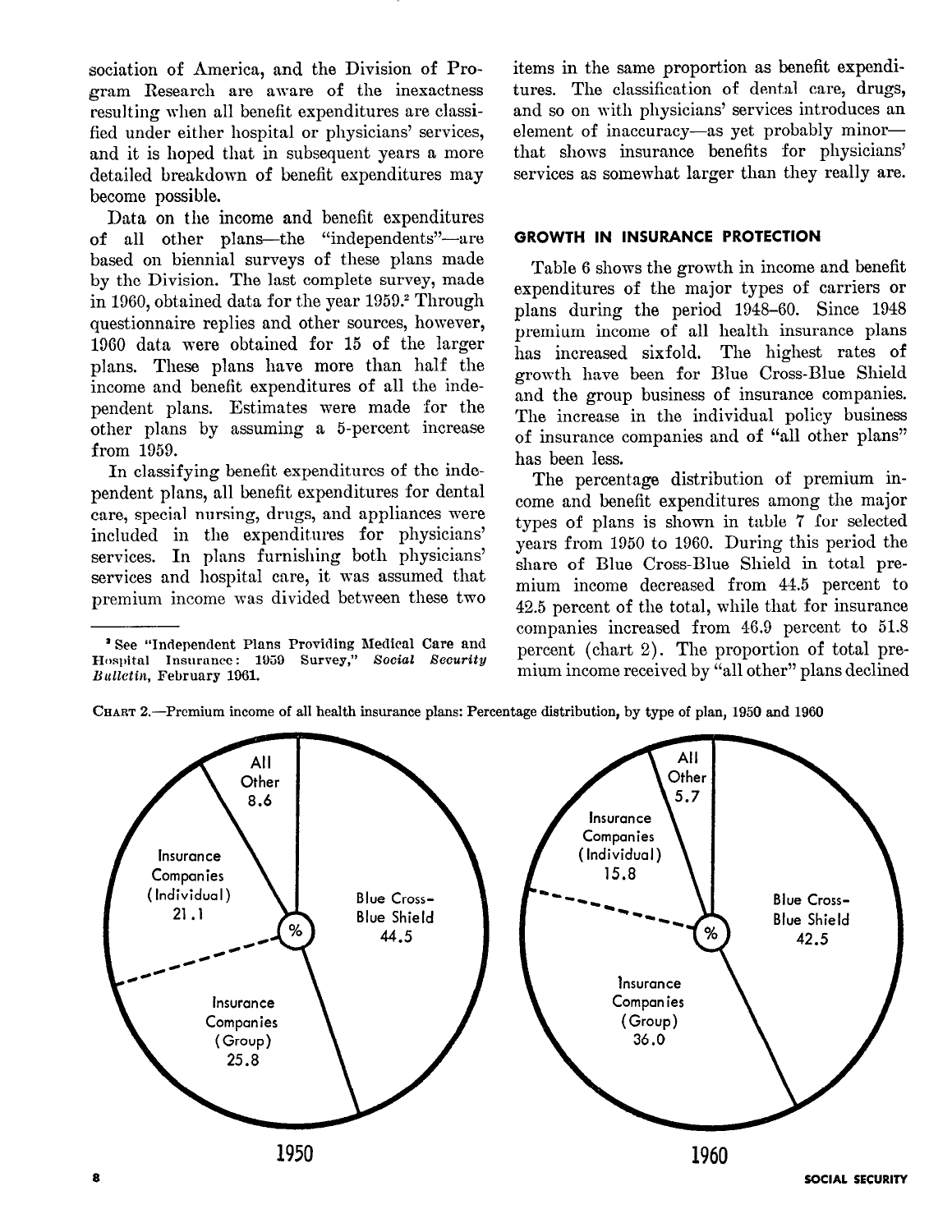sociation of America, and the Division of Program Research are aware of the inexactness resulting when all benefit expenditures are classified under either hospital or physicians' services, and it is hoped that in subsequent years a more detailed breakdown of benefit expenditures may become possible.

Data on the income and benefit expenditures of all other plans—the "independents"—are based on biennial surveys of these plans made by the Division. The last complete survey, made in 1960, obtained data for the year 1959.[2] Through questionnaire replies and other sources, however, 1960 data were obtained for 15 of the larger plans. These plans have more than half the income and benefit expenditures of all the independent plans. Estimates were made for the other plans by assuming a 5-percent increase from 1959.

In classifying benefit expenditures of the independent plans, all benefit expenditures for dental care, special nursing, drugs, and appliances were included in the expenditures for physicians' services. In plans furnishing both physicians' services and hospital care, it was assumed that premium income was divided between these two items in the same proportion as benefit expenditures. The classification of dental care, drugs, and so on with physicians' services introduces an element of inaccuracy—as yet probably minor—that shows insurance benefits for physicians' services as somewhat larger than they really are.

[2] See "Independent Plans Providing Medical Care and Hospital Insurance: 1959 Survey," *Social Security Bulletin*, February 1961.

## GROWTH IN INSURANCE PROTECTION

Table 6 shows the growth in income and benefit expenditures of the major types of carriers or plans during the period 1948–60. Since 1948 premium income of all health insurance plans has increased sixfold. The highest rates of growth have been for Blue Cross-Blue Shield and the group business of insurance companies. The increase in the individual policy business of insurance companies and of "all other plans" has been less.

The percentage distribution of premium income and benefit expenditures among the major types of plans is shown in table 7 for selected years from 1950 to 1960. During this period the share of Blue Cross-Blue Shield in total premium income decreased from 44.5 percent to 42.5 percent of the total, while that for insurance companies increased from 46.9 percent to 51.8 percent (chart 2). The proportion of total premium income received by "all other" plans declined

CHART 2.—Premium income of all health insurance plans: Percentage distribution, by type of plan, 1950 and 1960

| Type of plan | 1950 (%) | 1960 (%) |
|---|---|---|
| Blue Cross-Blue Shield | 44.5 | 42.5 |
| Insurance Companies (Group) | 25.8 | 36.0 |
| Insurance Companies (Individual) | 21.1 | 15.8 |
| All Other | 8.6 | 5.7 |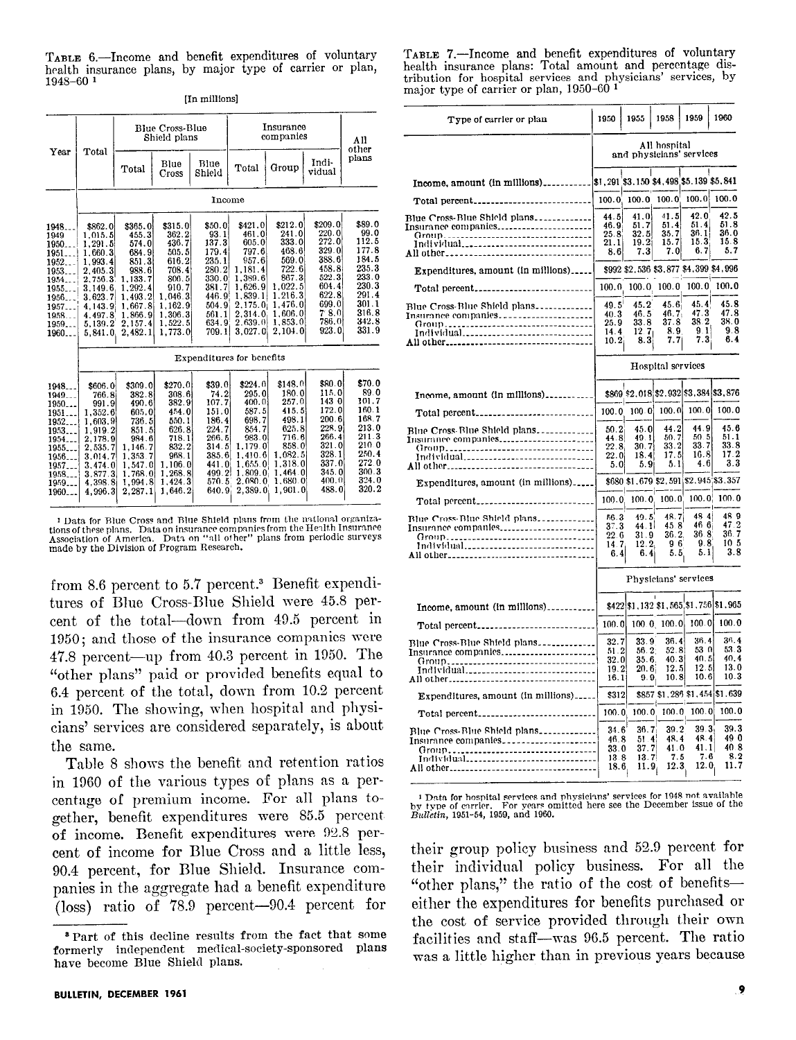TABLE 6.—Income and benefit expenditures of voluntary health insurance plans, by major type of carrier or plan, 1948–60 [1]

[In millions]

| Year | Total | Blue Cross-Blue Shield plans | | | Insurance companies | | | All other plans |
|---|---|---|---|---|---|---|---|---|
| | | Total | Blue Cross | Blue Shield | Total | Group | Individual | |
| | Income | | | | | | | |
| 1948 | $862.0 | $365.0 | $315.0 | $50.0 | $421.0 | $212.0 | $209.0 | $89.0 |
| 1949 | 1,015.5 | 455.3 | 362.2 | 93.1 | 461.0 | 241.0 | 220.0 | 99.0 |
| 1950 | 1,291.5 | 574.0 | 436.7 | 137.3 | 605.0 | 333.0 | 272.0 | 112.5 |
| 1951 | 1,660.3 | 684.9 | 505.5 | 179.4 | 797.6 | 468.6 | 329.0 | 177.8 |
| 1952 | 1,993.4 | 851.3 | 616.2 | 235.1 | 957.6 | 569.0 | 388.6 | 184.5 |
| 1953 | 2,405.3 | 988.6 | 708.4 | 280.2 | 1,181.4 | 722.6 | 458.8 | 235.3 |
| 1954 | 2,750.3 | 1,133.7 | 806.5 | 330.0 | 1,389.6 | 867.3 | 522.3 | 233.0 |
| 1955 | 3,149.6 | 1,292.4 | 910.7 | 381.7 | 1,626.9 | 1,022.5 | 604.4 | 230.3 |
| 1956 | 3,623.7 | 1,493.2 | 1,046.3 | 446.9 | 1,839.1 | 1,216.3 | 622.8 | 291.4 |
| 1957 | 4,143.9 | 1,667.8 | 1,162.9 | 504.9 | 2,175.0 | 1,476.0 | 699.0 | 301.1 |
| 1958 | 4,497.8 | 1,866.9 | 1,306.3 | 561.1 | 2,314.0 | 1,606.0 | 708.0 | 316.8 |
| 1959 | 5,139.2 | 2,157.4 | 1,522.5 | 634.9 | 2,639.0 | 1,853.0 | 786.0 | 342.8 |
| 1960 | 5,841.0 | 2,482.1 | 1,773.0 | 709.1 | 3,027.0 | 2,104.0 | 923.0 | 331.9 |
| | Expenditures for benefits | | | | | | | |
| 1948 | $606.0 | $309.0 | $270.0 | $39.0 | $224.0 | $148.0 | $80.0 | $70.0 |
| 1949 | 766.8 | 382.8 | 308.6 | 74.2 | 295.0 | 180.0 | 115.0 | 89.0 |
| 1950 | 991.9 | 490.6 | 382.9 | 107.7 | 400.0 | 257.0 | 143.0 | 101.7 |
| 1951 | 1,352.6 | 605.0 | 454.0 | 151.0 | 587.5 | 415.5 | 172.0 | 160.1 |
| 1952 | 1,603.9 | 736.5 | 550.1 | 186.4 | 698.7 | 498.1 | 200.6 | 168.7 |
| 1953 | 1,919.2 | 851.5 | 626.8 | 224.7 | 854.7 | 625.8 | 228.9 | 213.0 |
| 1954 | 2,178.9 | 984.6 | 718.1 | 266.5 | 983.0 | 716.6 | 266.4 | 211.3 |
| 1955 | 2,535.7 | 1,146.7 | 832.2 | 314.5 | 1,179.0 | 858.0 | 321.0 | 210.0 |
| 1956 | 3,014.7 | 1,353.7 | 968.1 | 385.6 | 1,410.6 | 1,082.5 | 328.1 | 250.4 |
| 1957 | 3,474.0 | 1,547.0 | 1,106.0 | 441.0 | 1,655.0 | 1,318.0 | 337.0 | 272.0 |
| 1958 | 3,877.3 | 1,768.0 | 1,268.8 | 499.2 | 1,809.0 | 1,464.0 | 345.0 | 300.3 |
| 1959 | 4,398.8 | 1,994.8 | 1,424.3 | 570.5 | 2,080.0 | 1,680.0 | 400.0 | 324.0 |
| 1960 | 4,996.3 | 2,287.1 | 1,646.2 | 640.9 | 2,389.0 | 1,901.0 | 488.0 | 320.2 |

[1] Data for Blue Cross and Blue Shield plans from the national organizations of these plans. Data on insurance companies from the Health Insurance Association of America. Data on "all other" plans from periodic surveys made by the Division of Program Research.

from 8.6 percent to 5.7 percent.[3] Benefit expenditures of Blue Cross-Blue Shield were 45.8 percent of the total—down from 49.5 percent in 1950; and those of the insurance companies were 47.8 percent—up from 40.3 percent in 1950. The "other plans" paid or provided benefits equal to 6.4 percent of the total, down from 10.2 percent in 1950. The showing, when hospital and physicians' services are considered separately, is about the same.

Table 8 shows the benefit and retention ratios in 1960 of the various types of plans as a percentage of premium income. For all plans together, benefit expenditures were 85.5 percent of income. Benefit expenditures were 92.8 percent of income for Blue Cross and a little less, 90.4 percent, for Blue Shield. Insurance companies in the aggregate had a benefit expenditure (loss) ratio of 78.9 percent—90.4 percent for their group policy business and 52.9 percent for their individual policy business. For all the "other plans," the ratio of the cost of benefits—either the expenditures for benefits purchased or the cost of service provided through their own facilities and staff—was 96.5 percent. The ratio was a little higher than in previous years because

[3] Part of this decline results from the fact that some formerly independent medical-society-sponsored plans have become Blue Shield plans.

TABLE 7.—Income and benefit expenditures of voluntary health insurance plans: Total amount and percentage distribution for hospital services and physicians' services, by major type of carrier or plan, 1950–60 [1]

| Type of carrier or plan | 1950 | 1955 | 1958 | 1959 | 1960 |
|---|---|---|---|---|---|
| | All hospital and physicians' services | | | | |
| Income, amount (in millions) | $1,291 | $3,150 | $4,498 | $5,139 | $5,841 |
| Total percent | 100.0 | 100.0 | 100.0 | 100.0 | 100.0 |
| Blue Cross-Blue Shield plans | 44.5 | 41.0 | 41.5 | 42.0 | 42.5 |
| Insurance companies | 46.9 | 51.7 | 51.4 | 51.4 | 51.8 |
| Group | 25.8 | 32.5 | 35.7 | 36.1 | 36.0 |
| Individual | 21.1 | 19.2 | 15.7 | 15.3 | 15.8 |
| All other | 8.6 | 7.3 | 7.0 | 6.7 | 5.7 |
| Expenditures, amount (in millions) | $992 | $2,536 | $3,877 | $4,399 | $4,996 |
| Total percent | 100.0 | 100.0 | 100.0 | 100.0 | 100.0 |
| Blue Cross-Blue Shield plans | 49.5 | 45.2 | 45.6 | 45.4 | 45.8 |
| Insurance companies | 40.3 | 46.5 | 46.7 | 47.3 | 47.8 |
| Group | 25.9 | 33.8 | 37.8 | 38.2 | 38.0 |
| Individual | 14.4 | 12.7 | 8.9 | 9.1 | 9.8 |
| All other | 10.2 | 8.3 | 7.7 | 7.3 | 6.4 |
| | Hospital services | | | | |
| Income, amount (in millions) | $869 | $2,018 | $2,932 | $3,384 | $3,876 |
| Total percent | 100.0 | 100.0 | 100.0 | 100.0 | 100.0 |
| Blue Cross-Blue Shield plans | 50.2 | 45.0 | 44.2 | 44.9 | 45.6 |
| Insurance companies | 44.8 | 49.1 | 50.7 | 50.5 | 51.1 |
| Group | 22.8 | 30.7 | 33.2 | 33.7 | 33.8 |
| Individual | 22.0 | 18.4 | 17.5 | 16.8 | 17.2 |
| All other | 5.0 | 5.9 | 5.1 | 4.6 | 3.3 |
| Expenditures, amount (in millions) | $680 | $1,679 | $2,591 | $2,945 | $3,357 |
| Total percent | 100.0 | 100.0 | 100.0 | 100.0 | 100.0 |
| Blue Cross-Blue Shield plans | 56.3 | 49.5 | 48.7 | 48.4 | 48.9 |
| Insurance companies | 37.3 | 44.1 | 45.8 | 46.6 | 47.2 |
| Group | 22.6 | 31.9 | 36.2 | 36.8 | 36.7 |
| Individual | 14.7 | 12.2 | 9.6 | 9.8 | 10.5 |
| All other | 6.4 | 6.4 | 5.5 | 5.1 | 3.8 |
| | Physicians' services | | | | |
| Income, amount (in millions) | $422 | $1,132 | $1,565 | $1,756 | $1,965 |
| Total percent | 100.0 | 100.0 | 100.0 | 100.0 | 100.0 |
| Blue Cross-Blue Shield plans | 32.7 | 33.9 | 36.4 | 36.4 | 36.4 |
| Insurance companies | 51.2 | 56.2 | 52.8 | 53.0 | 53.3 |
| Group | 32.0 | 35.6 | 40.3 | 40.5 | 40.4 |
| Individual | 19.2 | 20.6 | 12.5 | 12.5 | 13.0 |
| All other | 16.1 | 9.9 | 10.8 | 10.6 | 10.3 |
| Expenditures, amount (in millions) | $312 | $857 | $1,286 | $1,454 | $1,639 |
| Total percent | 100.0 | 100.0 | 100.0 | 100.0 | 100.0 |
| Blue Cross-Blue Shield plans | 34.6 | 36.7 | 39.2 | 39.3 | 39.3 |
| Insurance companies | 46.8 | 51.4 | 48.4 | 48.4 | 49.0 |
| Group | 33.0 | 37.7 | 41.0 | 41.1 | 40.8 |
| Individual | 13.8 | 13.7 | 7.5 | 7.6 | 8.2 |
| All other | 18.6 | 11.9 | 12.3 | 12.0 | 11.7 |

[1] Data for hospital services and physicians' services for 1948 not available by type of carrier. For years omitted here see the December issue of the *Bulletin*, 1951–54, 1959, and 1960.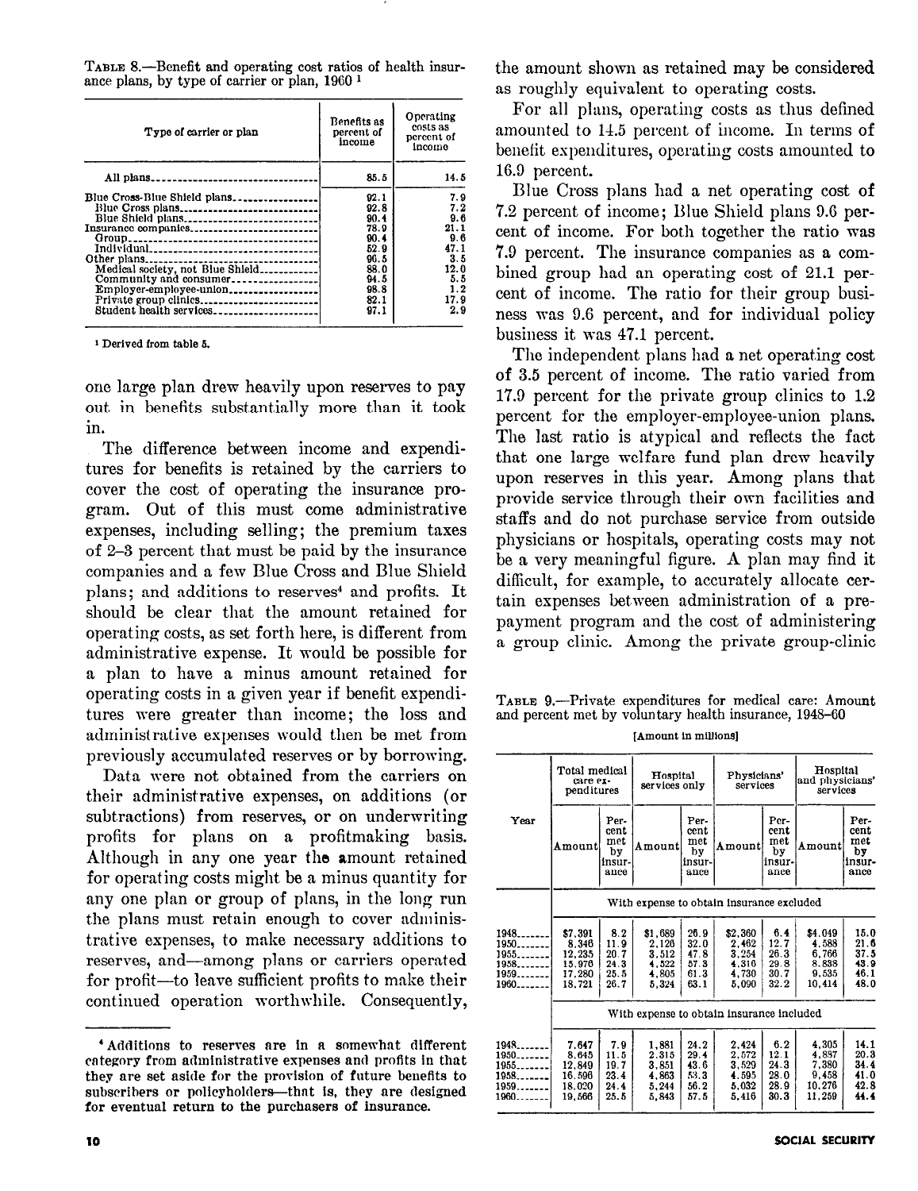TABLE 8.—Benefit and operating cost ratios of health insurance plans, by type of carrier or plan, 1960 [1]

| Type of carrier or plan | Benefits as percent of income | Operating costs as percent of income |
|---|---|---|
| All plans | 85.5 | 14.5 |
| Blue Cross-Blue Shield plans | 92.1 | 7.9 |
| Blue Cross plans | 92.8 | 7.2 |
| Blue Shield plans | 90.4 | 9.6 |
| Insurance companies | 78.9 | 21.1 |
| Group | 90.4 | 9.6 |
| Individual | 52.9 | 47.1 |
| Other plans | 96.5 | 3.5 |
| Medical society, not Blue Shield | 88.0 | 12.0 |
| Community and consumer | 94.5 | 5.5 |
| Employer-employee-union | 98.8 | 1.2 |
| Private group clinics | 82.1 | 17.9 |
| Student health services | 97.1 | 2.9 |

[1] Derived from table 5.

one large plan drew heavily upon reserves to pay out in benefits substantially more than it took in.

The difference between income and expenditures for benefits is retained by the carriers to cover the cost of operating the insurance program. Out of this must come administrative expenses, including selling; the premium taxes of 2–3 percent that must be paid by the insurance companies and a few Blue Cross and Blue Shield plans; and additions to reserves[4] and profits. It should be clear that the amount retained for operating costs, as set forth here, is different from administrative expense. It would be possible for a plan to have a minus amount retained for operating costs in a given year if benefit expenditures were greater than income; the loss and administrative expenses would then be met from previously accumulated reserves or by borrowing.

Data were not obtained from the carriers on their administrative expenses, on additions (or subtractions) from reserves, or on underwriting profits for plans on a profitmaking basis. Although in any one year the amount retained for operating costs might be a minus quantity for any one plan or group of plans, in the long run the plans must retain enough to cover administrative expenses, to make necessary additions to reserves, and—among plans or carriers operated for profit—to leave sufficient profits to make their continued operation worthwhile. Consequently, the amount shown as retained may be considered as roughly equivalent to operating costs.

For all plans, operating costs as thus defined amounted to 14.5 percent of income. In terms of benefit expenditures, operating costs amounted to 16.9 percent.

Blue Cross plans had a net operating cost of 7.2 percent of income; Blue Shield plans 9.6 percent of income. For both together the ratio was 7.9 percent. The insurance companies as a combined group had an operating cost of 21.1 percent of income. The ratio for their group business was 9.6 percent, and for individual policy business it was 47.1 percent.

The independent plans had a net operating cost of 3.5 percent of income. The ratio varied from 17.9 percent for the private group clinics to 1.2 percent for the employer-employee-union plans. The last ratio is atypical and reflects the fact that one large welfare fund plan drew heavily upon reserves in this year. Among plans that provide service through their own facilities and staffs and do not purchase service from outside physicians or hospitals, operating costs may not be a very meaningful figure. A plan may find it difficult, for example, to accurately allocate certain expenses between administration of a prepayment program and the cost of administering a group clinic. Among the private group-clinic

[4] Additions to reserves are in a somewhat different category from administrative expenses and profits in that they are set aside for the provision of future benefits to subscribers or policyholders—that is, they are designed for eventual return to the purchasers of insurance.

TABLE 9.—Private expenditures for medical care: Amount and percent met by voluntary health insurance, 1948–60

[Amount in millions]

| Year | Total medical care expenditures | | Hospital services only | | Physicians' services | | Hospital and physicians' services | |
|---|---|---|---|---|---|---|---|---|
| | Amount | Percent met by insurance | Amount | Percent met by insurance | Amount | Percent met by insurance | Amount | Percent met by insurance |
| | With expense to obtain insurance excluded | | | | | | | |
| 1948 | $7,391 | 8.2 | $1,689 | 26.9 | $2,360 | 6.4 | $4,049 | 15.0 |
| 1950 | 8,346 | 11.9 | 2,126 | 32.0 | 2,462 | 12.7 | 4,588 | 21.6 |
| 1955 | 12,235 | 20.7 | 3,512 | 47.8 | 3,254 | 26.3 | 6,766 | 37.5 |
| 1958 | 15,976 | 24.3 | 4,522 | 57.3 | 4,316 | 29.8 | 8,838 | 43.9 |
| 1959 | 17,280 | 25.5 | 4,805 | 61.3 | 4,730 | 30.7 | 9,535 | 46.1 |
| 1960 | 18,721 | 26.7 | 5,324 | 63.1 | 5,090 | 32.2 | 10,414 | 48.0 |
| | With expense to obtain insurance included | | | | | | | |
| 1948 | 7,647 | 7.9 | 1,881 | 24.2 | 2,424 | 6.2 | 4,305 | 14.1 |
| 1950 | 8,645 | 11.5 | 2,315 | 29.4 | 2,572 | 12.1 | 4,887 | 20.3 |
| 1955 | 12,849 | 19.7 | 3,851 | 43.6 | 3,529 | 24.3 | 7,380 | 34.4 |
| 1958 | 16,596 | 23.4 | 4,863 | 53.3 | 4,595 | 28.0 | 9,458 | 41.0 |
| 1959 | 18,020 | 24.4 | 5,244 | 56.2 | 5,032 | 28.9 | 10,276 | 42.8 |
| 1960 | 19,566 | 25.5 | 5,843 | 57.5 | 5,416 | 30.3 | 11,259 | 44.4 |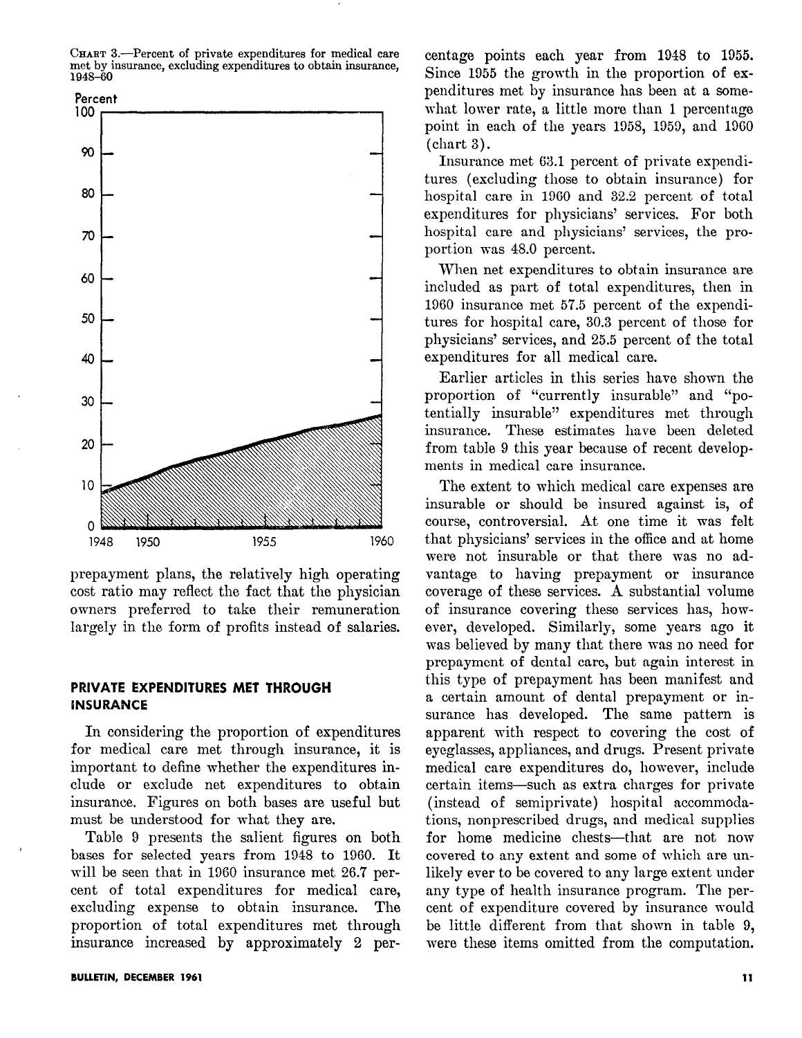CHART 3.—Percent of private expenditures for medical care met by insurance, excluding expenditures to obtain insurance, 1948–60

Percent

100

90

80

70

60

50

40

30

20

10

0

1948 1950 1955 1960

prepayment plans, the relatively high operating cost ratio may reflect the fact that the physician owners preferred to take their remuneration largely in the form of profits instead of salaries.

## PRIVATE EXPENDITURES MET THROUGH INSURANCE

In considering the proportion of expenditures for medical care met through insurance, it is important to define whether the expenditures include or exclude net expenditures to obtain insurance. Figures on both bases are useful but must be understood for what they are.

Table 9 presents the salient figures on both bases for selected years from 1948 to 1960. It will be seen that in 1960 insurance met 26.7 percent of total expenditures for medical care, excluding expense to obtain insurance. The proportion of total expenditures met through insurance increased by approximately 2 percentage points each year from 1948 to 1955. Since 1955 the growth in the proportion of expenditures met by insurance has been at a somewhat lower rate, a little more than 1 percentage point in each of the years 1958, 1959, and 1960 (chart 3).

Insurance met 63.1 percent of private expenditures (excluding those to obtain insurance) for hospital care in 1960 and 32.2 percent of total expenditures for physicians' services. For both hospital care and physicians' services, the proportion was 48.0 percent.

When net expenditures to obtain insurance are included as part of total expenditures, then in 1960 insurance met 57.5 percent of the expenditures for hospital care, 30.3 percent of those for physicians' services, and 25.5 percent of the total expenditures for all medical care.

Earlier articles in this series have shown the proportion of "currently insurable" and "potentially insurable" expenditures met through insurance. These estimates have been deleted from table 9 this year because of recent developments in medical care insurance.

The extent to which medical care expenses are insurable or should be insured against is, of course, controversial. At one time it was felt that physicians' services in the office and at home were not insurable or that there was no advantage to having prepayment or insurance coverage of these services. A substantial volume of insurance covering these services has, however, developed. Similarly, some years ago it was believed by many that there was no need for prepayment of dental care, but again interest in this type of prepayment has been manifest and a certain amount of dental prepayment or insurance has developed. The same pattern is apparent with respect to covering the cost of eyeglasses, appliances, and drugs. Present private medical care expenditures do, however, include certain items—such as extra charges for private (instead of semiprivate) hospital accommodations, nonprescribed drugs, and medical supplies for home medicine chests—that are not now covered to any extent and some of which are unlikely ever to be covered to any large extent under any type of health insurance program. The percent of expenditure covered by insurance would be little different from that shown in table 9, were these items omitted from the computation.